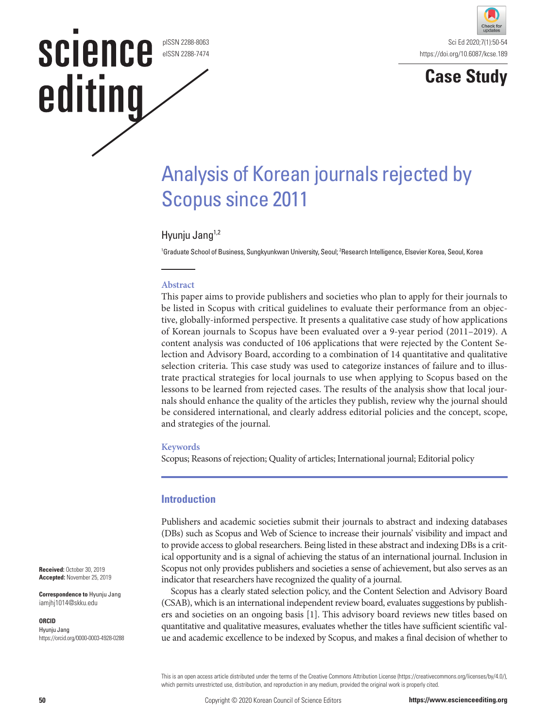# Analysis of Korean journals rejected by Scopus since 2011

Hyunju Jang[1,2]

[1]Graduate School of Business, Sungkyunkwan University, Seoul; [2]Research Intelligence, Elsevier Korea, Seoul, Korea

**Received:** October 30, 2019
**Accepted:** November 25, 2019

**Correspondence to** Hyunju Jang
iamjhj1014@skku.edu

**ORCID**
Hyunju Jang
https://orcid.org/0000-0003-4928-0288

## Abstract

This paper aims to provide publishers and societies who plan to apply for their journals to be listed in Scopus with critical guidelines to evaluate their performance from an objective, globally-informed perspective. It presents a qualitative case study of how applications of Korean journals to Scopus have been evaluated over a 9-year period (2011–2019). A content analysis was conducted of 106 applications that were rejected by the Content Selection and Advisory Board, according to a combination of 14 quantitative and qualitative selection criteria. This case study was used to categorize instances of failure and to illustrate practical strategies for local journals to use when applying to Scopus based on the lessons to be learned from rejected cases. The results of the analysis show that local journals should enhance the quality of the articles they publish, review why the journal should be considered international, and clearly address editorial policies and the concept, scope, and strategies of the journal.

## Keywords

Scopus; Reasons of rejection; Quality of articles; International journal; Editorial policy

## Introduction

Publishers and academic societies submit their journals to abstract and indexing databases (DBs) such as Scopus and Web of Science to increase their journals' visibility and impact and to provide access to global researchers. Being listed in these abstract and indexing DBs is a critical opportunity and is a signal of achieving the status of an international journal. Inclusion in Scopus not only provides publishers and societies a sense of achievement, but also serves as an indicator that researchers have recognized the quality of a journal.

Scopus has a clearly stated selection policy, and the Content Selection and Advisory Board (CSAB), which is an international independent review board, evaluates suggestions by publishers and societies on an ongoing basis [1]. This advisory board reviews new titles based on quantitative and qualitative measures, evaluates whether the titles have sufficient scientific value and academic excellence to be indexed by Scopus, and makes a final decision of whether to

This is an open access article distributed under the terms of the Creative Commons Attribution License (https://creativecommons.org/licenses/by/4.0/), which permits unrestricted use, distribution, and reproduction in any medium, provided the original work is properly cited.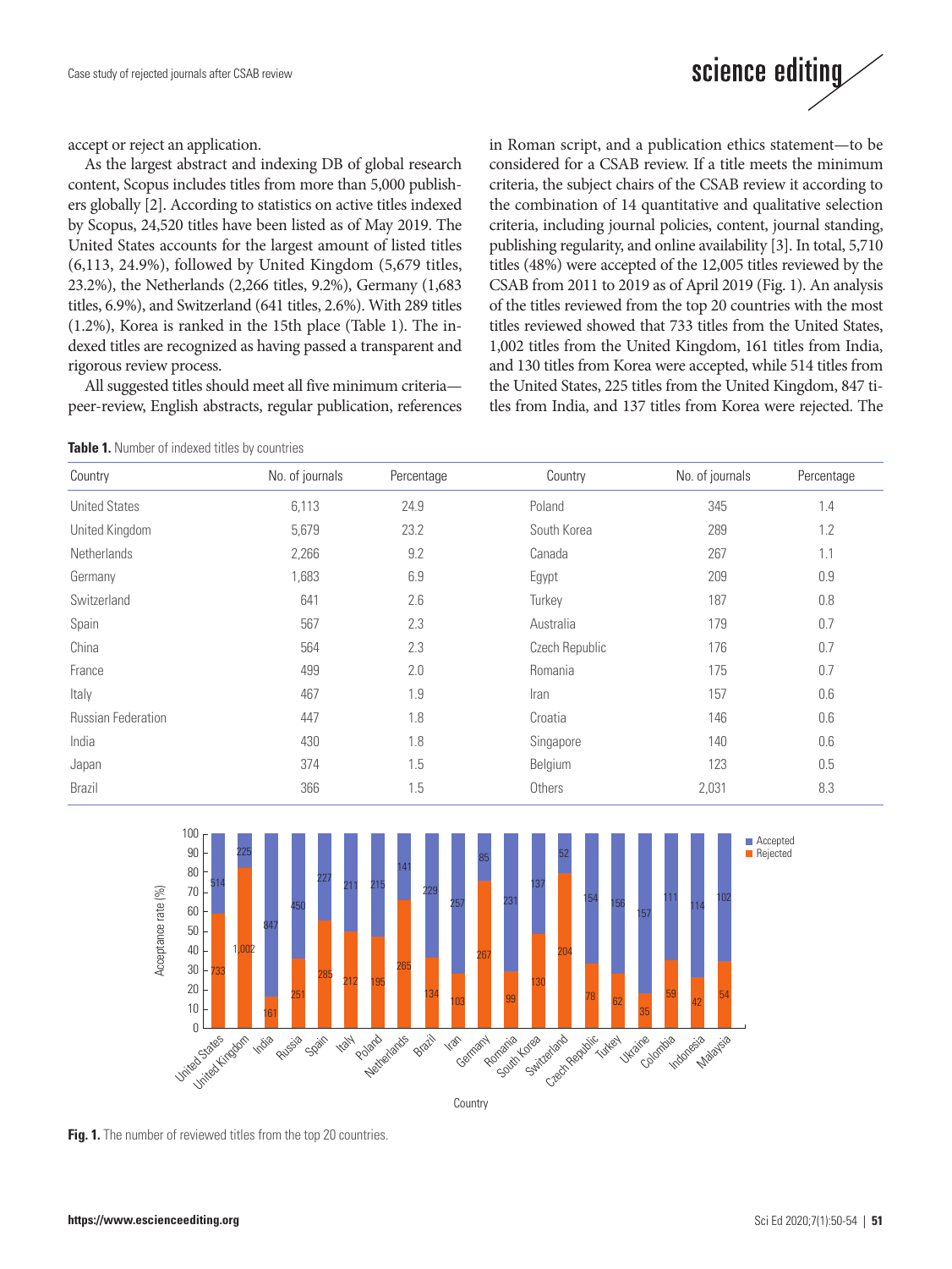accept or reject an application.

As the largest abstract and indexing DB of global research content, Scopus includes titles from more than 5,000 publishers globally [2]. According to statistics on active titles indexed by Scopus, 24,520 titles have been listed as of May 2019. The United States accounts for the largest amount of listed titles (6,113, 24.9%), followed by United Kingdom (5,679 titles, 23.2%), the Netherlands (2,266 titles, 9.2%), Germany (1,683 titles, 6.9%), and Switzerland (641 titles, 2.6%). With 289 titles (1.2%), Korea is ranked in the 15th place (Table 1). The indexed titles are recognized as having passed a transparent and rigorous review process.

All suggested titles should meet all five minimum criteria—peer-review, English abstracts, regular publication, references in Roman script, and a publication ethics statement—to be considered for a CSAB review. If a title meets the minimum criteria, the subject chairs of the CSAB review it according to the combination of 14 quantitative and qualitative selection criteria, including journal policies, content, journal standing, publishing regularity, and online availability [3]. In total, 5,710 titles (48%) were accepted of the 12,005 titles reviewed by the CSAB from 2011 to 2019 as of April 2019 (Fig. 1). An analysis of the titles reviewed from the top 20 countries with the most titles reviewed showed that 733 titles from the United States, 1,002 titles from the United Kingdom, 161 titles from India, and 130 titles from Korea were accepted, while 514 titles from the United States, 225 titles from the United Kingdom, 847 titles from India, and 137 titles from Korea were rejected. The

**Table 1.** Number of indexed titles by countries

| Country | No. of journals | Percentage | Country | No. of journals | Percentage |
|---|---|---|---|---|---|
| United States | 6,113 | 24.9 | Poland | 345 | 1.4 |
| United Kingdom | 5,679 | 23.2 | South Korea | 289 | 1.2 |
| Netherlands | 2,266 | 9.2 | Canada | 267 | 1.1 |
| Germany | 1,683 | 6.9 | Egypt | 209 | 0.9 |
| Switzerland | 641 | 2.6 | Turkey | 187 | 0.8 |
| Spain | 567 | 2.3 | Australia | 179 | 0.7 |
| China | 564 | 2.3 | Czech Republic | 176 | 0.7 |
| France | 499 | 2.0 | Romania | 175 | 0.7 |
| Italy | 467 | 1.9 | Iran | 157 | 0.6 |
| Russian Federation | 447 | 1.8 | Croatia | 146 | 0.6 |
| India | 430 | 1.8 | Singapore | 140 | 0.6 |
| Japan | 374 | 1.5 | Belgium | 123 | 0.5 |
| Brazil | 366 | 1.5 | Others | 2,031 | 8.3 |

**Fig. 1.** The number of reviewed titles from the top 20 countries.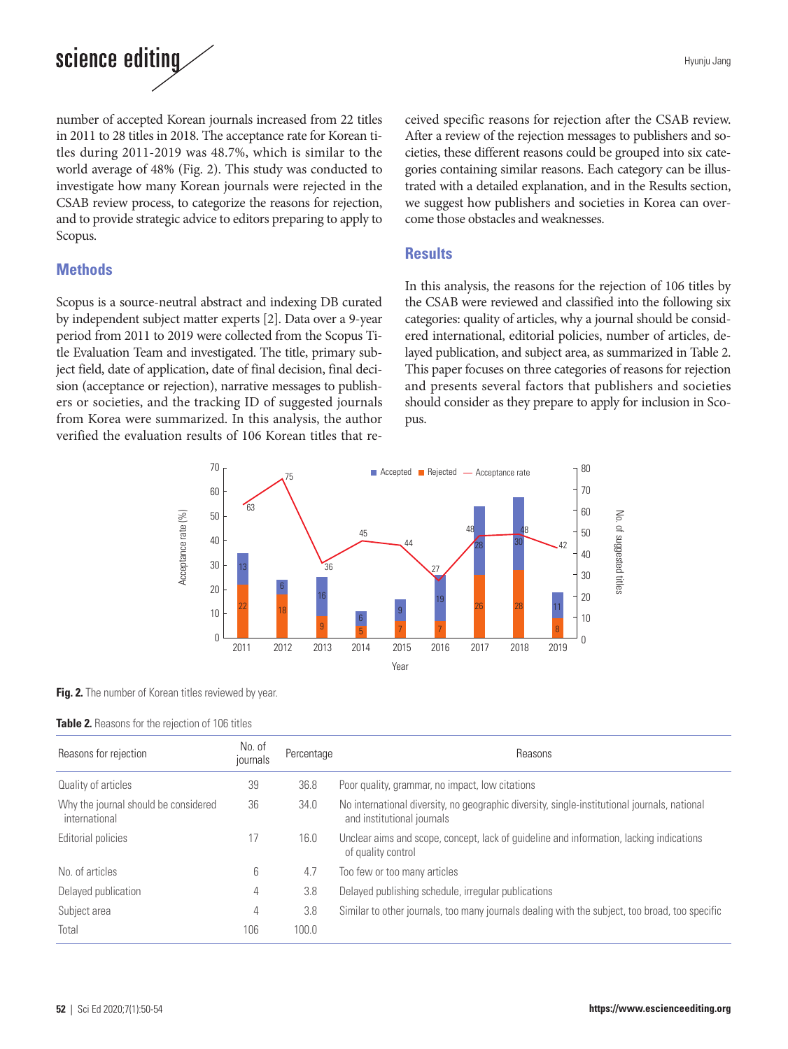number of accepted Korean journals increased from 22 titles in 2011 to 28 titles in 2018. The acceptance rate for Korean titles during 2011-2019 was 48.7%, which is similar to the world average of 48% (Fig. 2). This study was conducted to investigate how many Korean journals were rejected in the CSAB review process, to categorize the reasons for rejection, and to provide strategic advice to editors preparing to apply to Scopus.

## Methods

Scopus is a source-neutral abstract and indexing DB curated by independent subject matter experts [2]. Data over a 9-year period from 2011 to 2019 were collected from the Scopus Title Evaluation Team and investigated. The title, primary subject field, date of application, date of final decision, final decision (acceptance or rejection), narrative messages to publishers or societies, and the tracking ID of suggested journals from Korea were summarized. In this analysis, the author verified the evaluation results of 106 Korean titles that received specific reasons for rejection after the CSAB review. After a review of the rejection messages to publishers and societies, these different reasons could be grouped into six categories containing similar reasons. Each category can be illustrated with a detailed explanation, and in the Results section, we suggest how publishers and societies in Korea can overcome those obstacles and weaknesses.

## Results

In this analysis, the reasons for the rejection of 106 titles by the CSAB were reviewed and classified into the following six categories: quality of articles, why a journal should be considered international, editorial policies, number of articles, delayed publication, and subject area, as summarized in Table 2. This paper focuses on three categories of reasons for rejection and presents several factors that publishers and societies should consider as they prepare to apply for inclusion in Scopus.

**Fig. 2.** The number of Korean titles reviewed by year.

**Table 2.** Reasons for the rejection of 106 titles

| Reasons for rejection | No. of journals | Percentage | Reasons |
|---|---|---|---|
| Quality of articles | 39 | 36.8 | Poor quality, grammar, no impact, low citations |
| Why the journal should be considered international | 36 | 34.0 | No international diversity, no geographic diversity, single-institutional journals, national and institutional journals |
| Editorial policies | 17 | 16.0 | Unclear aims and scope, concept, lack of guideline and information, lacking indications of quality control |
| No. of articles | 6 | 4.7 | Too few or too many articles |
| Delayed publication | 4 | 3.8 | Delayed publishing schedule, irregular publications |
| Subject area | 4 | 3.8 | Similar to other journals, too many journals dealing with the subject, too broad, too specific |
| Total | 106 | 100.0 | |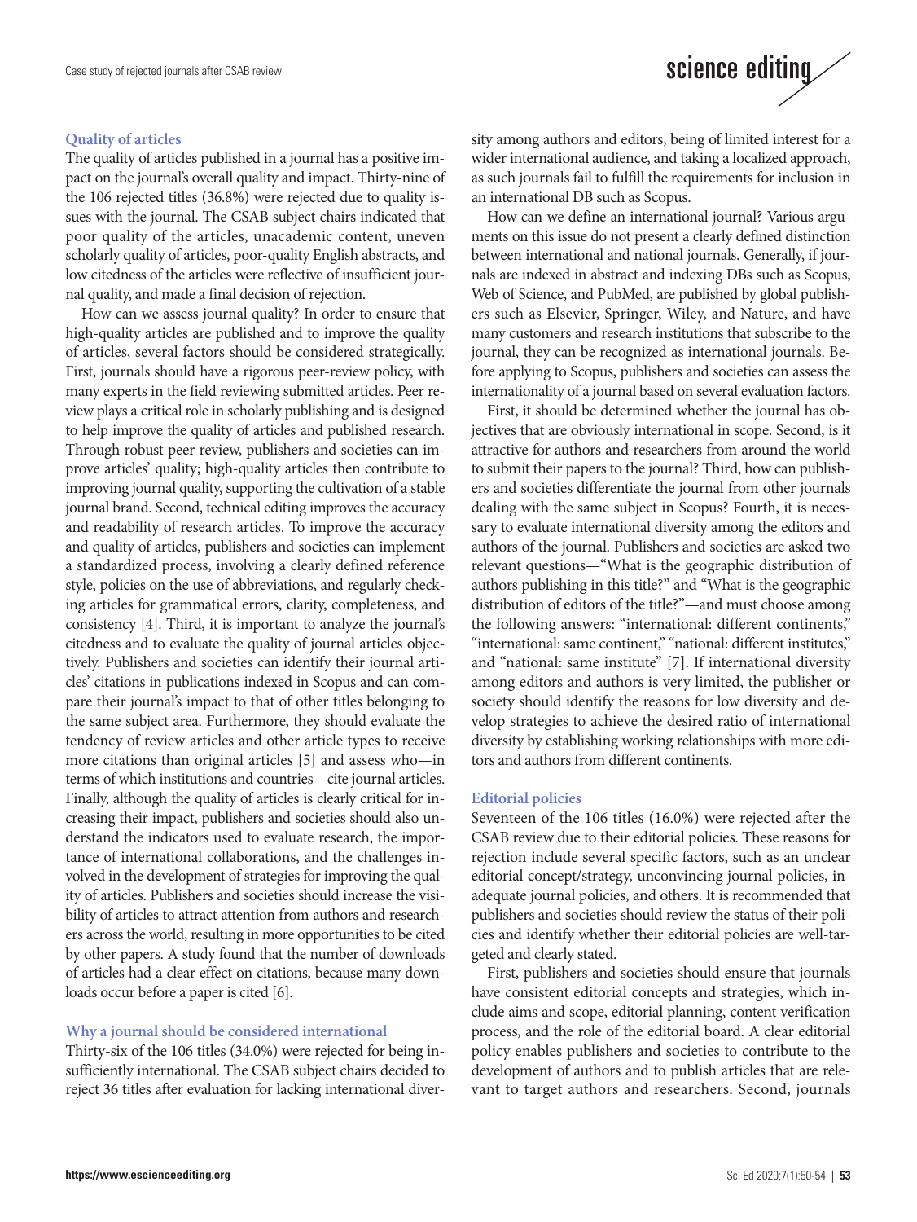### Quality of articles

The quality of articles published in a journal has a positive impact on the journal's overall quality and impact. Thirty-nine of the 106 rejected titles (36.8%) were rejected due to quality issues with the journal. The CSAB subject chairs indicated that poor quality of the articles, unacademic content, uneven scholarly quality of articles, poor-quality English abstracts, and low citedness of the articles were reflective of insufficient journal quality, and made a final decision of rejection.

How can we assess journal quality? In order to ensure that high-quality articles are published and to improve the quality of articles, several factors should be considered strategically. First, journals should have a rigorous peer-review policy, with many experts in the field reviewing submitted articles. Peer review plays a critical role in scholarly publishing and is designed to help improve the quality of articles and published research. Through robust peer review, publishers and societies can improve articles' quality; high-quality articles then contribute to improving journal quality, supporting the cultivation of a stable journal brand. Second, technical editing improves the accuracy and readability of research articles. To improve the accuracy and quality of articles, publishers and societies can implement a standardized process, involving a clearly defined reference style, policies on the use of abbreviations, and regularly checking articles for grammatical errors, clarity, completeness, and consistency [4]. Third, it is important to analyze the journal's citedness and to evaluate the quality of journal articles objectively. Publishers and societies can identify their journal articles' citations in publications indexed in Scopus and can compare their journal's impact to that of other titles belonging to the same subject area. Furthermore, they should evaluate the tendency of review articles and other article types to receive more citations than original articles [5] and assess who—in terms of which institutions and countries—cite journal articles. Finally, although the quality of articles is clearly critical for increasing their impact, publishers and societies should also understand the indicators used to evaluate research, the importance of international collaborations, and the challenges involved in the development of strategies for improving the quality of articles. Publishers and societies should increase the visibility of articles to attract attention from authors and researchers across the world, resulting in more opportunities to be cited by other papers. A study found that the number of downloads of articles had a clear effect on citations, because many downloads occur before a paper is cited [6].

### Why a journal should be considered international

Thirty-six of the 106 titles (34.0%) were rejected for being insufficiently international. The CSAB subject chairs decided to reject 36 titles after evaluation for lacking international diversity among authors and editors, being of limited interest for a wider international audience, and taking a localized approach, as such journals fail to fulfill the requirements for inclusion in an international DB such as Scopus.

How can we define an international journal? Various arguments on this issue do not present a clearly defined distinction between international and national journals. Generally, if journals are indexed in abstract and indexing DBs such as Scopus, Web of Science, and PubMed, are published by global publishers such as Elsevier, Springer, Wiley, and Nature, and have many customers and research institutions that subscribe to the journal, they can be recognized as international journals. Before applying to Scopus, publishers and societies can assess the internationality of a journal based on several evaluation factors.

First, it should be determined whether the journal has objectives that are obviously international in scope. Second, is it attractive for authors and researchers from around the world to submit their papers to the journal? Third, how can publishers and societies differentiate the journal from other journals dealing with the same subject in Scopus? Fourth, it is necessary to evaluate international diversity among the editors and authors of the journal. Publishers and societies are asked two relevant questions—"What is the geographic distribution of authors publishing in this title?" and "What is the geographic distribution of editors of the title?"—and must choose among the following answers: "international: different continents," "international: same continent," "national: different institutes," and "national: same institute" [7]. If international diversity among editors and authors is very limited, the publisher or society should identify the reasons for low diversity and develop strategies to achieve the desired ratio of international diversity by establishing working relationships with more editors and authors from different continents.

### Editorial policies

Seventeen of the 106 titles (16.0%) were rejected after the CSAB review due to their editorial policies. These reasons for rejection include several specific factors, such as an unclear editorial concept/strategy, unconvincing journal policies, inadequate journal policies, and others. It is recommended that publishers and societies should review the status of their policies and identify whether their editorial policies are well-targeted and clearly stated.

First, publishers and societies should ensure that journals have consistent editorial concepts and strategies, which include aims and scope, editorial planning, content verification process, and the role of the editorial board. A clear editorial policy enables publishers and societies to contribute to the development of authors and to publish articles that are relevant to target authors and researchers. Second, journals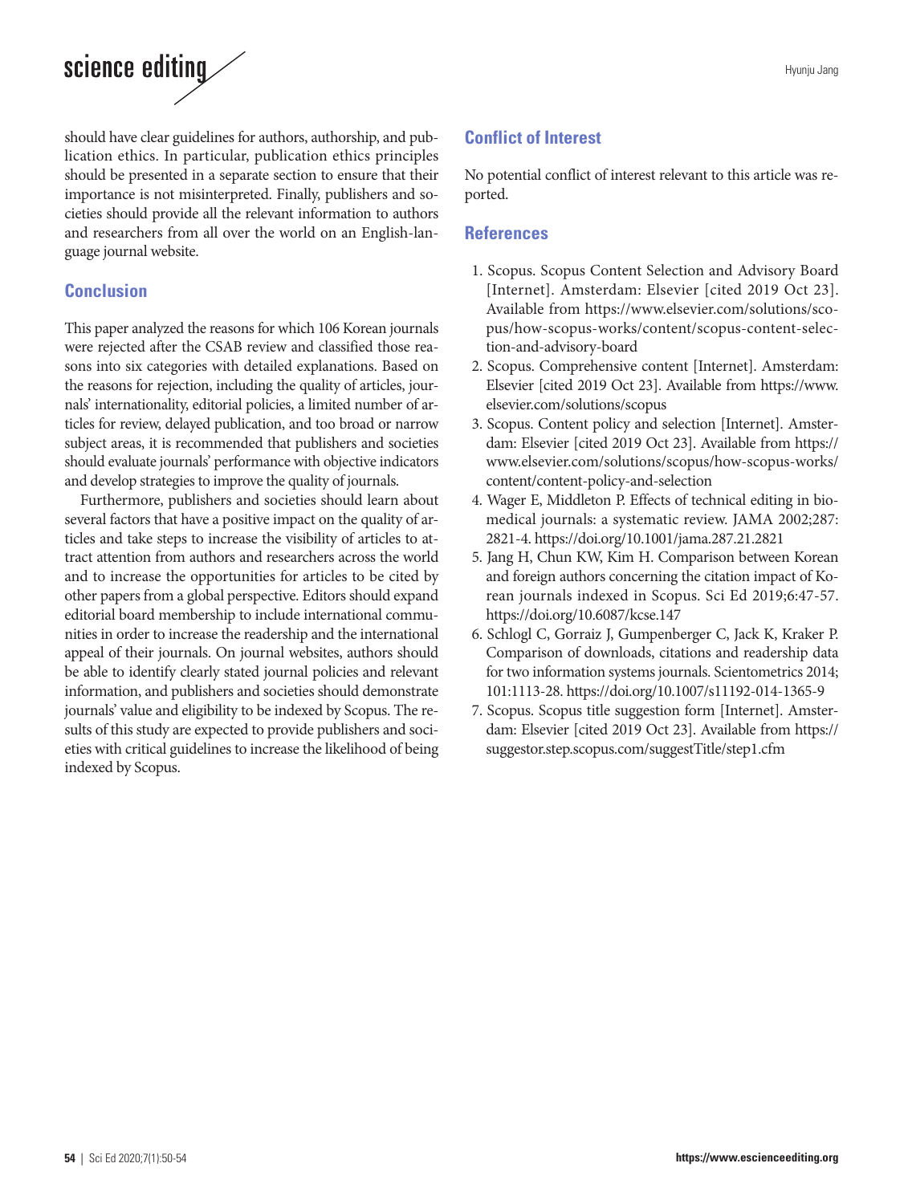should have clear guidelines for authors, authorship, and publication ethics. In particular, publication ethics principles should be presented in a separate section to ensure that their importance is not misinterpreted. Finally, publishers and societies should provide all the relevant information to authors and researchers from all over the world on an English-language journal website.

## Conclusion

This paper analyzed the reasons for which 106 Korean journals were rejected after the CSAB review and classified those reasons into six categories with detailed explanations. Based on the reasons for rejection, including the quality of articles, journals' internationality, editorial policies, a limited number of articles for review, delayed publication, and too broad or narrow subject areas, it is recommended that publishers and societies should evaluate journals' performance with objective indicators and develop strategies to improve the quality of journals.

Furthermore, publishers and societies should learn about several factors that have a positive impact on the quality of articles and take steps to increase the visibility of articles to attract attention from authors and researchers across the world and to increase the opportunities for articles to be cited by other papers from a global perspective. Editors should expand editorial board membership to include international communities in order to increase the readership and the international appeal of their journals. On journal websites, authors should be able to identify clearly stated journal policies and relevant information, and publishers and societies should demonstrate journals' value and eligibility to be indexed by Scopus. The results of this study are expected to provide publishers and societies with critical guidelines to increase the likelihood of being indexed by Scopus.

## Conflict of Interest

No potential conflict of interest relevant to this article was reported.

## References

1. Scopus. Scopus Content Selection and Advisory Board [Internet]. Amsterdam: Elsevier [cited 2019 Oct 23]. Available from https://www.elsevier.com/solutions/scopus/how-scopus-works/content/scopus-content-selection-and-advisory-board
2. Scopus. Comprehensive content [Internet]. Amsterdam: Elsevier [cited 2019 Oct 23]. Available from https://www.elsevier.com/solutions/scopus
3. Scopus. Content policy and selection [Internet]. Amsterdam: Elsevier [cited 2019 Oct 23]. Available from https://www.elsevier.com/solutions/scopus/how-scopus-works/content/content-policy-and-selection
4. Wager E, Middleton P. Effects of technical editing in biomedical journals: a systematic review. JAMA 2002;287:2821-4. https://doi.org/10.1001/jama.287.21.2821
5. Jang H, Chun KW, Kim H. Comparison between Korean and foreign authors concerning the citation impact of Korean journals indexed in Scopus. Sci Ed 2019;6:47-57. https://doi.org/10.6087/kcse.147
6. Schlogl C, Gorraiz J, Gumpenberger C, Jack K, Kraker P. Comparison of downloads, citations and readership data for two information systems journals. Scientometrics 2014;101:1113-28. https://doi.org/10.1007/s11192-014-1365-9
7. Scopus. Scopus title suggestion form [Internet]. Amsterdam: Elsevier [cited 2019 Oct 23]. Available from https://suggestor.step.scopus.com/suggestTitle/step1.cfm